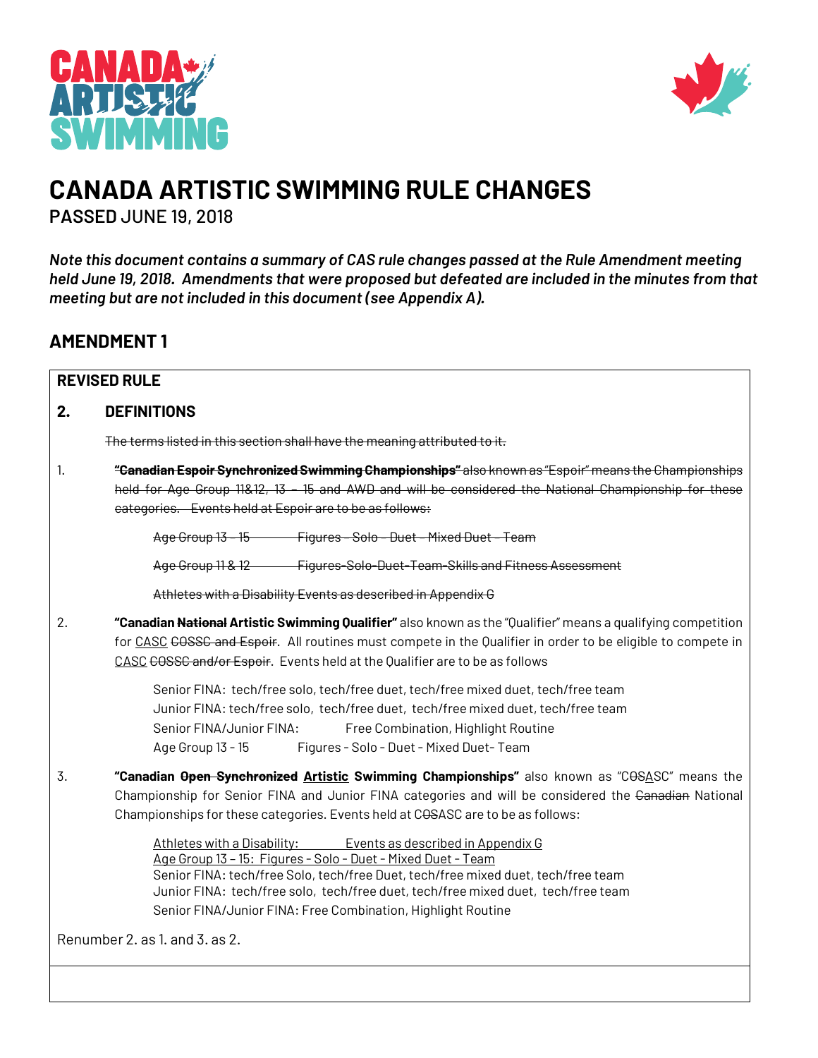# CANADA ARTISTIC SWIMMING RULE CHANGES

**PASSED** JUNE 19, 2018

***Note this document contains a summary of CAS rule changes passed at the Rule Amendment meeting held June 19, 2018. Amendments that were proposed but defeated are included in the minutes from that meeting but are not included in this document (see Appendix A).***

## AMENDMENT 1

**REVISED RULE**

**2. DEFINITIONS**

~~The terms listed in this section shall have the meaning attributed to it.~~

1. ~~**"Canadian Espoir Synchronized Swimming Championships"** also known as "Espoir" means the Championships held for Age Group 11&12, 13 – 15 and AWD and will be considered the National Championship for these categories. Events held at Espoir are to be as follows:~~

   ~~Age Group 13 – 15 Figures - Solo - Duet - Mixed Duet - Team~~

   ~~Age Group 11 & 12 Figures-Solo-Duet-Team-Skills and Fitness Assessment~~

   ~~Athletes with a Disability Events as described in Appendix G~~

2. **"Canadian ~~National~~ Artistic Swimming Qualifier"** also known as the "Qualifier" means a qualifying competition for <u>CASC</u> ~~COSSC and Espoir~~. All routines must compete in the Qualifier in order to be eligible to compete in <u>CASC</u> ~~COSSC and/or Espoir~~. Events held at the Qualifier are to be as follows

   Senior FINA: tech/free solo, tech/free duet, tech/free mixed duet, tech/free team
   Junior FINA: tech/free solo, tech/free duet, tech/free mixed duet, tech/free team
   Senior FINA/Junior FINA: Free Combination, Highlight Routine
   Age Group 13 - 15 Figures - Solo - Duet - Mixed Duet- Team

3. **"Canadian ~~Open Synchronized~~ <u>Artistic</u> Swimming Championships"** also known as "C~~OS~~<u>A</u>SC" means the Championship for Senior FINA and Junior FINA categories and will be considered the ~~Canadian~~ National Championships for these categories. Events held at C~~OS~~ASC are to be as follows:

   <u>Athletes with a Disability: Events as described in Appendix G</u>
   <u>Age Group 13 – 15: Figures - Solo - Duet - Mixed Duet - Team</u>
   Senior FINA: tech/free Solo, tech/free Duet, tech/free mixed duet, tech/free team
   Junior FINA: tech/free solo, tech/free duet, tech/free mixed duet, tech/free team
   Senior FINA/Junior FINA: Free Combination, Highlight Routine

Renumber 2. as 1. and 3. as 2.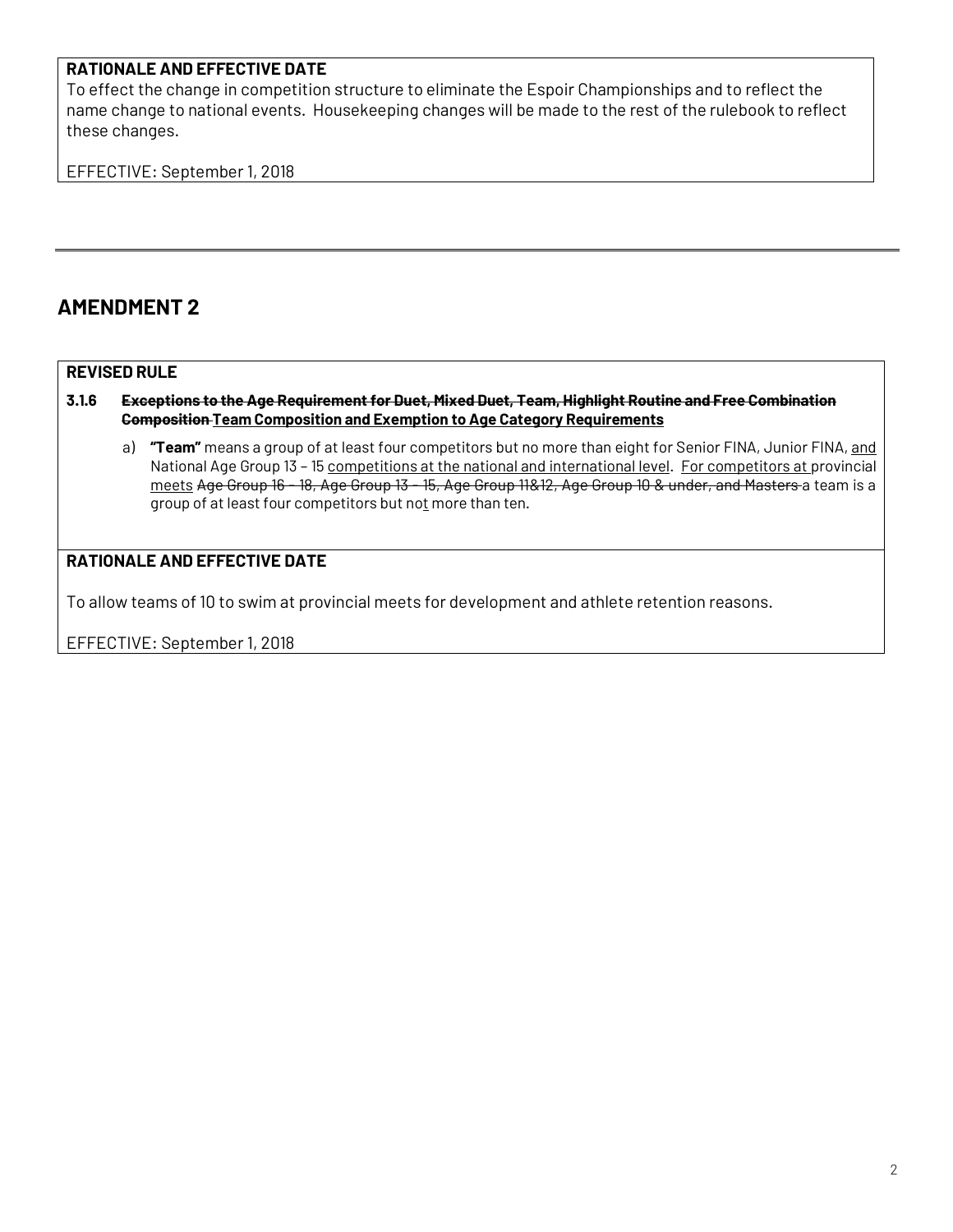**RATIONALE AND EFFECTIVE DATE**

To effect the change in competition structure to eliminate the Espoir Championships and to reflect the name change to national events. Housekeeping changes will be made to the rest of the rulebook to reflect these changes.

EFFECTIVE: September 1, 2018

---

## AMENDMENT 2

**REVISED RULE**

**3.1.6** **~~Exceptions to the Age Requirement for Duet, Mixed Duet, Team, Highlight Routine and Free Combination Composition~~** **<u>Team Composition and Exemption to Age Category Requirements</u>**

a) **"Team"** means a group of at least four competitors but no more than eight for Senior FINA, Junior FINA, <u>and</u> National Age Group 13 – 15 <u>competitions at the national and international level</u>. <u>For competitors at</u> provincial <u>meets</u> ~~Age Group 16 – 18, Age Group 13 – 15, Age Group 11&12, Age Group 10 & under, and Masters~~ a team is a group of at least four competitors but no<u>t</u> more than ten.

**RATIONALE AND EFFECTIVE DATE**

To allow teams of 10 to swim at provincial meets for development and athlete retention reasons.

EFFECTIVE: September 1, 2018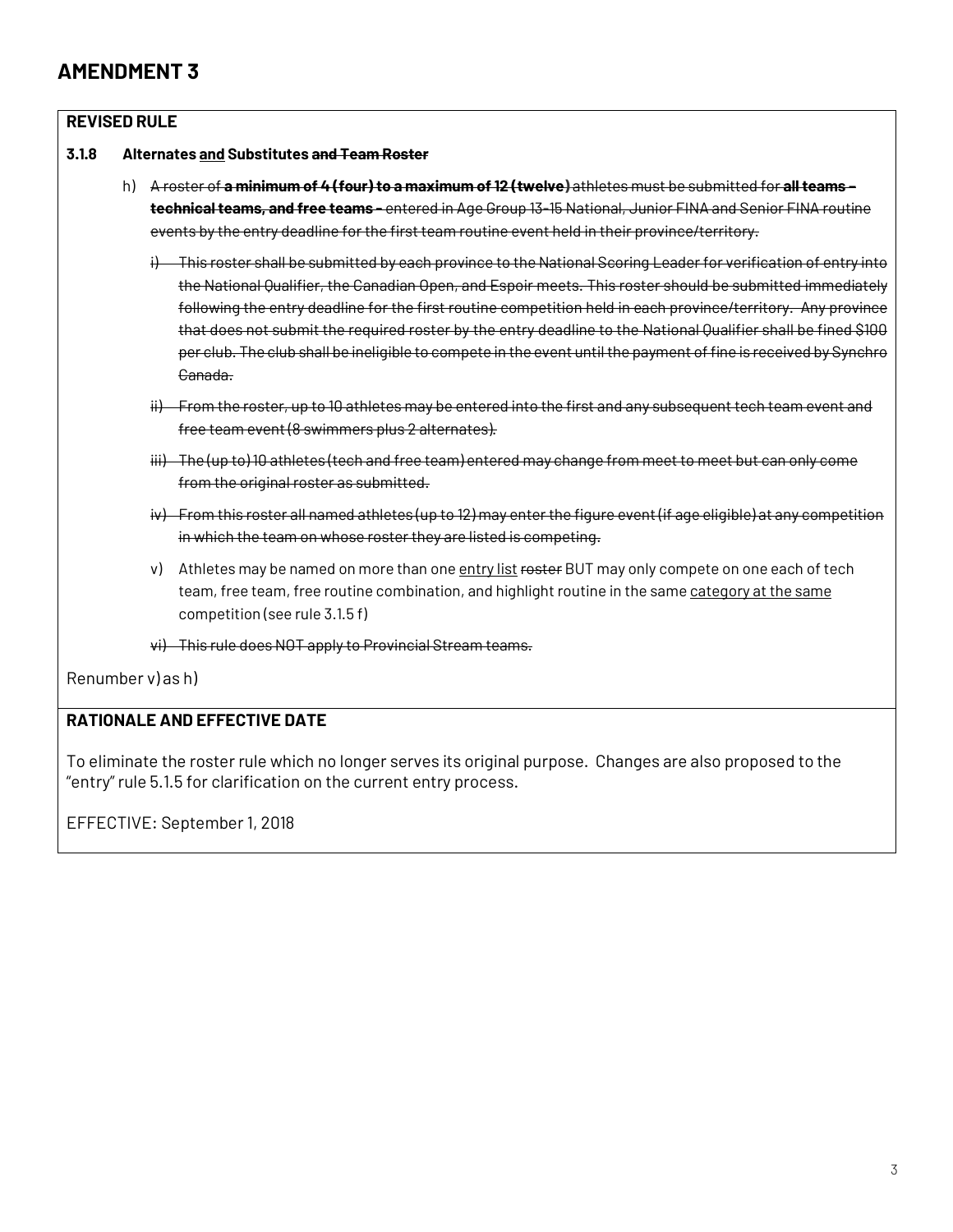# AMENDMENT 3

**REVISED RULE**

**3.1.8 Alternates <u>and</u> Substitutes ~~and Team Roster~~**

h) ~~A roster of **a minimum of 4 (four) to a maximum of 12 (twelve)** athletes must be submitted for **all teams – technical teams, and free teams -** entered in Age Group 13-15 National, Junior FINA and Senior FINA routine events by the entry deadline for the first team routine event held in their province/territory.~~

~~i) This roster shall be submitted by each province to the National Scoring Leader for verification of entry into the National Qualifier, the Canadian Open, and Espoir meets. This roster should be submitted immediately following the entry deadline for the first routine competition held in each province/territory. Any province that does not submit the required roster by the entry deadline to the National Qualifier shall be fined $100 per club. The club shall be ineligible to compete in the event until the payment of fine is received by Synchro Canada.~~

~~ii) From the roster, up to 10 athletes may be entered into the first and any subsequent tech team event and free team event (8 swimmers plus 2 alternates).~~

~~iii) The (up to) 10 athletes (tech and free team) entered may change from meet to meet but can only come from the original roster as submitted.~~

~~iv) From this roster all named athletes (up to 12) may enter the figure event (if age eligible) at any competition in which the team on whose roster they are listed is competing.~~

v) Athletes may be named on more than one <u>entry list</u> ~~roster~~ BUT may only compete on one each of tech team, free team, free routine combination, and highlight routine in the same <u>category at the same</u> competition (see rule 3.1.5 f)

~~vi) This rule does NOT apply to Provincial Stream teams.~~

Renumber v) as h)

**RATIONALE AND EFFECTIVE DATE**

To eliminate the roster rule which no longer serves its original purpose. Changes are also proposed to the "entry" rule 5.1.5 for clarification on the current entry process.

EFFECTIVE: September 1, 2018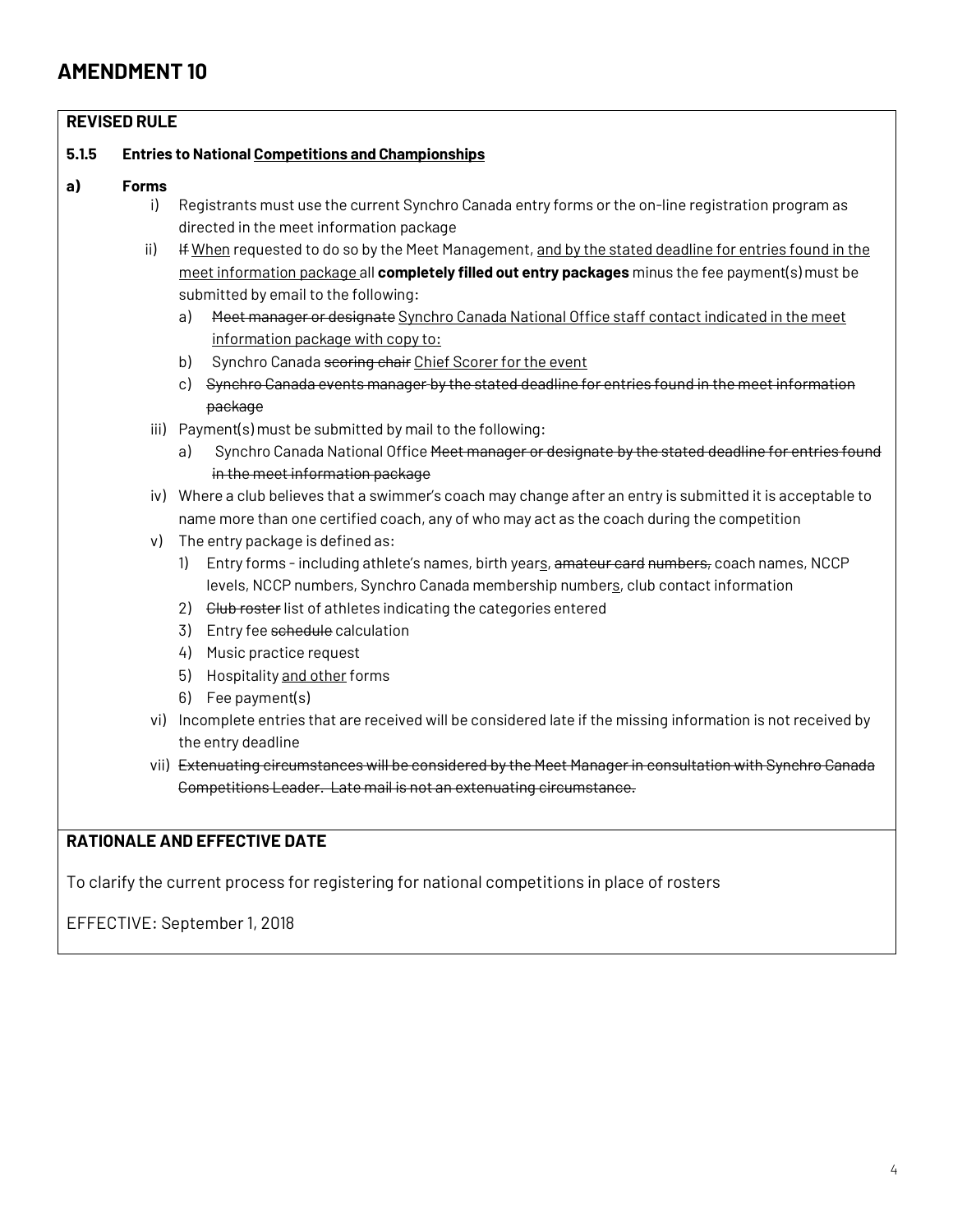# AMENDMENT 10

**REVISED RULE**

**5.1.5 Entries to National <u>Competitions and Championships</u>**

**a) Forms**

i) Registrants must use the current Synchro Canada entry forms or the on-line registration program as directed in the meet information package

ii) ~~If~~ <u>When</u> requested to do so by the Meet Management, <u>and by the stated deadline for entries found in the meet information package</u> all **completely filled out entry packages** minus the fee payment(s) must be submitted by email to the following:

   a) ~~Meet manager or designate~~ <u>Synchro Canada National Office staff contact indicated in the meet information package with copy to:</u>

   b) Synchro Canada ~~scoring chair~~ <u>Chief Scorer for the event</u>

   c) ~~Synchro Canada events manager by the stated deadline for entries found in the meet information package~~

iii) Payment(s) must be submitted by mail to the following:

   a) Synchro Canada National Office ~~Meet manager or designate by the stated deadline for entries found in the meet information package~~

iv) Where a club believes that a swimmer's coach may change after an entry is submitted it is acceptable to name more than one certified coach, any of who may act as the coach during the competition

v) The entry package is defined as:

   1) Entry forms - including athlete's names, birth year<u>s</u>, ~~amateur card numbers,~~ coach names, NCCP levels, NCCP numbers, Synchro Canada membership number<u>s</u>, club contact information

   2) ~~Club roster~~ list of athletes indicating the categories entered

   3) Entry fee ~~schedule~~ calculation

   4) Music practice request

   5) Hospitality <u>and other</u> forms

   6) Fee payment(s)

vi) Incomplete entries that are received will be considered late if the missing information is not received by the entry deadline

vii) ~~Extenuating circumstances will be considered by the Meet Manager in consultation with Synchro Canada Competitions Leader. Late mail is not an extenuating circumstance.~~

**RATIONALE AND EFFECTIVE DATE**

To clarify the current process for registering for national competitions in place of rosters

EFFECTIVE: September 1, 2018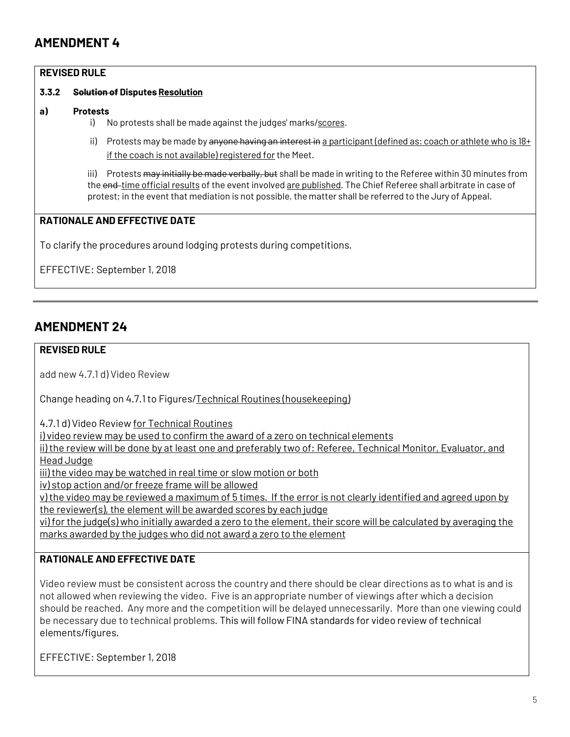## AMENDMENT 4

**REVISED RULE**

**3.3.2 ~~Solution of~~ Disputes <u>Resolution</u>**

**a) Protests**

i) No protests shall be made against the judges' marks/<u>scores</u>.

ii) Protests may be made by ~~anyone having an interest in~~ <u>a participant (defined as: coach or athlete who is 18+ if the coach is not available) registered for</u> the Meet.

iii) Protests ~~may initially be made verbally, but~~ shall be made in writing to the Referee within 30 minutes from the ~~end~~ <u>time official results</u> of the event involved <u>are published</u>. The Chief Referee shall arbitrate in case of protest; in the event that mediation is not possible, the matter shall be referred to the Jury of Appeal.

**RATIONALE AND EFFECTIVE DATE**

To clarify the procedures around lodging protests during competitions.

EFFECTIVE: September 1, 2018

---

## AMENDMENT 24

**REVISED RULE**

add new 4.7.1 d) Video Review

Change heading on 4.7.1 to Figures/<u>Technical Routines (housekeeping)</u>

4.7.1 d) Video Review <u>for Technical Routines</u>

<u>i) video review may be used to confirm the award of a zero on technical elements</u>

<u>ii) the review will be done by at least one and preferably two of: Referee, Technical Monitor, Evaluator, and Head Judge</u>

<u>iii) the video may be watched in real time or slow motion or both</u>

<u>iv) stop action and/or freeze frame will be allowed</u>

<u>v) the video may be reviewed a maximum of 5 times. If the error is not clearly identified and agreed upon by the reviewer(s), the element will be awarded scores by each judge</u>

<u>vi) for the judge(s) who initially awarded a zero to the element, their score will be calculated by averaging the marks awarded by the judges who did not award a zero to the element</u>

**RATIONALE AND EFFECTIVE DATE**

Video review must be consistent across the country and there should be clear directions as to what is and is not allowed when reviewing the video. Five is an appropriate number of viewings after which a decision should be reached. Any more and the competition will be delayed unnecessarily. More than one viewing could be necessary due to technical problems. This will follow FINA standards for video review of technical elements/figures.

EFFECTIVE: September 1, 2018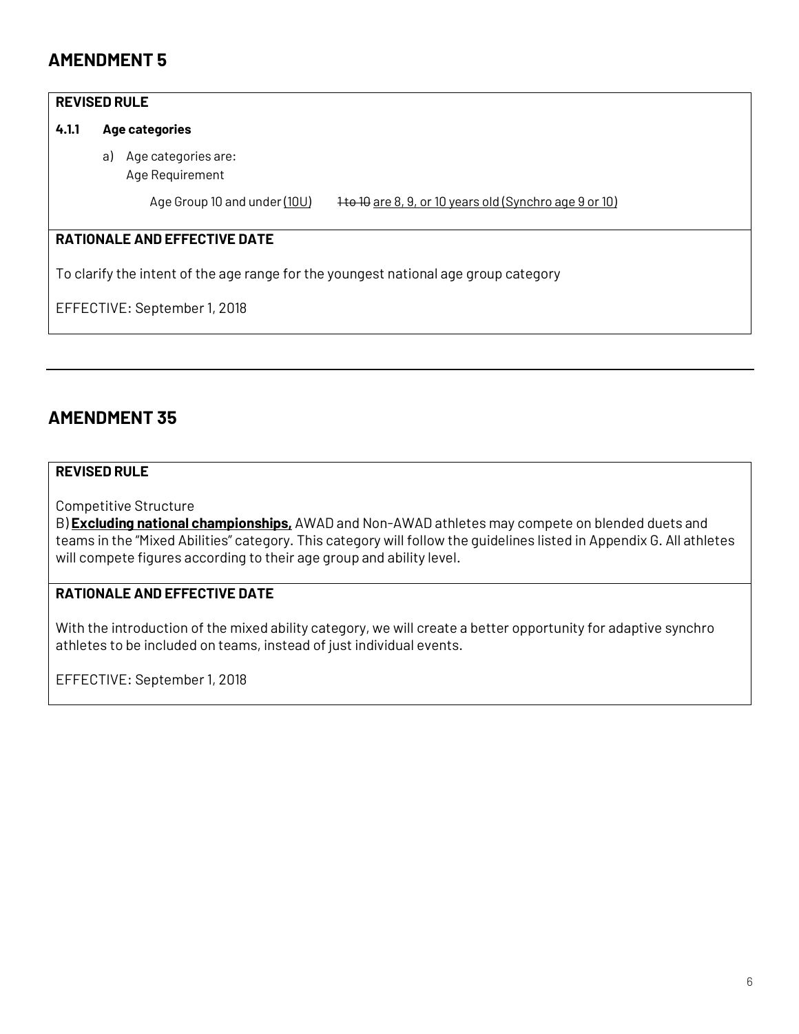## AMENDMENT 5

**REVISED RULE**

**4.1.1 Age categories**

a) Age categories are:
Age Requirement

Age Group 10 and under <u>(10U)</u> ~~1 to 10~~ <u>are 8, 9, or 10 years old (Synchro age 9 or 10)</u>

**RATIONALE AND EFFECTIVE DATE**

To clarify the intent of the age range for the youngest national age group category

EFFECTIVE: September 1, 2018

---

## AMENDMENT 35

**REVISED RULE**

Competitive Structure
B) <u>**Excluding national championships,**</u> AWAD and Non-AWAD athletes may compete on blended duets and teams in the "Mixed Abilities" category. This category will follow the guidelines listed in Appendix G. All athletes will compete figures according to their age group and ability level.

**RATIONALE AND EFFECTIVE DATE**

With the introduction of the mixed ability category, we will create a better opportunity for adaptive synchro athletes to be included on teams, instead of just individual events.

EFFECTIVE: September 1, 2018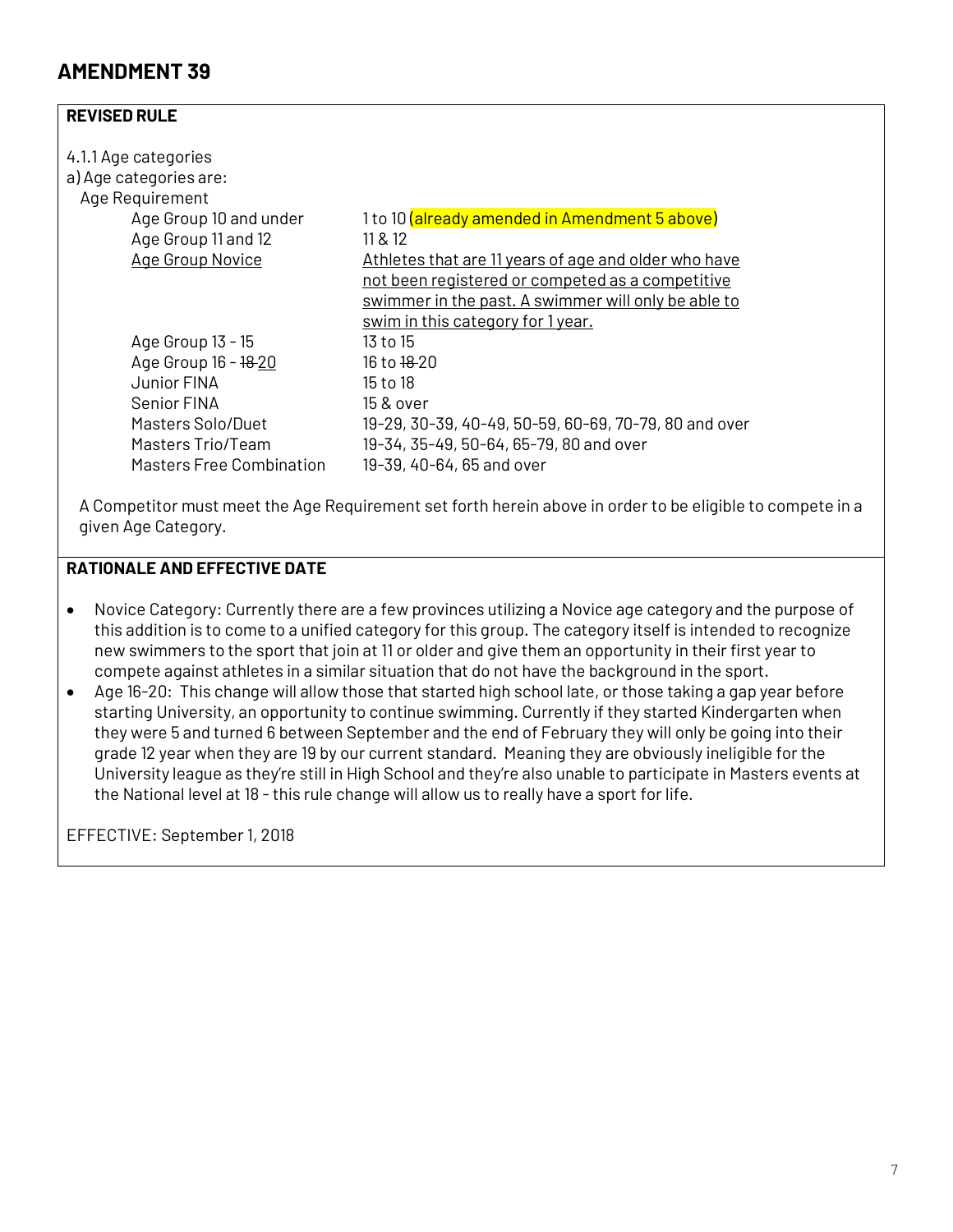# AMENDMENT 39

## REVISED RULE

4.1.1 Age categories

a) Age categories are:

Age Requirement

| | |
|---|---|
| Age Group 10 and under | 1 to 10 (already amended in Amendment 5 above) |
| Age Group 11 and 12 | 11 & 12 |
| <u>Age Group Novice</u> | <u>Athletes that are 11 years of age and older who have not been registered or competed as a competitive swimmer in the past. A swimmer will only be able to swim in this category for 1 year.</u> |
| Age Group 13 - 15 | 13 to 15 |
| Age Group 16 - ~~18~~ <u>20</u> | 16 to ~~18~~ 20 |
| Junior FINA | 15 to 18 |
| Senior FINA | 15 & over |
| Masters Solo/Duet | 19-29, 30-39, 40-49, 50-59, 60-69, 70-79, 80 and over |
| Masters Trio/Team | 19-34, 35-49, 50-64, 65-79, 80 and over |
| Masters Free Combination | 19-39, 40-64, 65 and over |

A Competitor must meet the Age Requirement set forth herein above in order to be eligible to compete in a given Age Category.

## RATIONALE AND EFFECTIVE DATE

- Novice Category: Currently there are a few provinces utilizing a Novice age category and the purpose of this addition is to come to a unified category for this group. The category itself is intended to recognize new swimmers to the sport that join at 11 or older and give them an opportunity in their first year to compete against athletes in a similar situation that do not have the background in the sport.
- Age 16-20: This change will allow those that started high school late, or those taking a gap year before starting University, an opportunity to continue swimming. Currently if they started Kindergarten when they were 5 and turned 6 between September and the end of February they will only be going into their grade 12 year when they are 19 by our current standard. Meaning they are obviously ineligible for the University league as they're still in High School and they're also unable to participate in Masters events at the National level at 18 - this rule change will allow us to really have a sport for life.

EFFECTIVE: September 1, 2018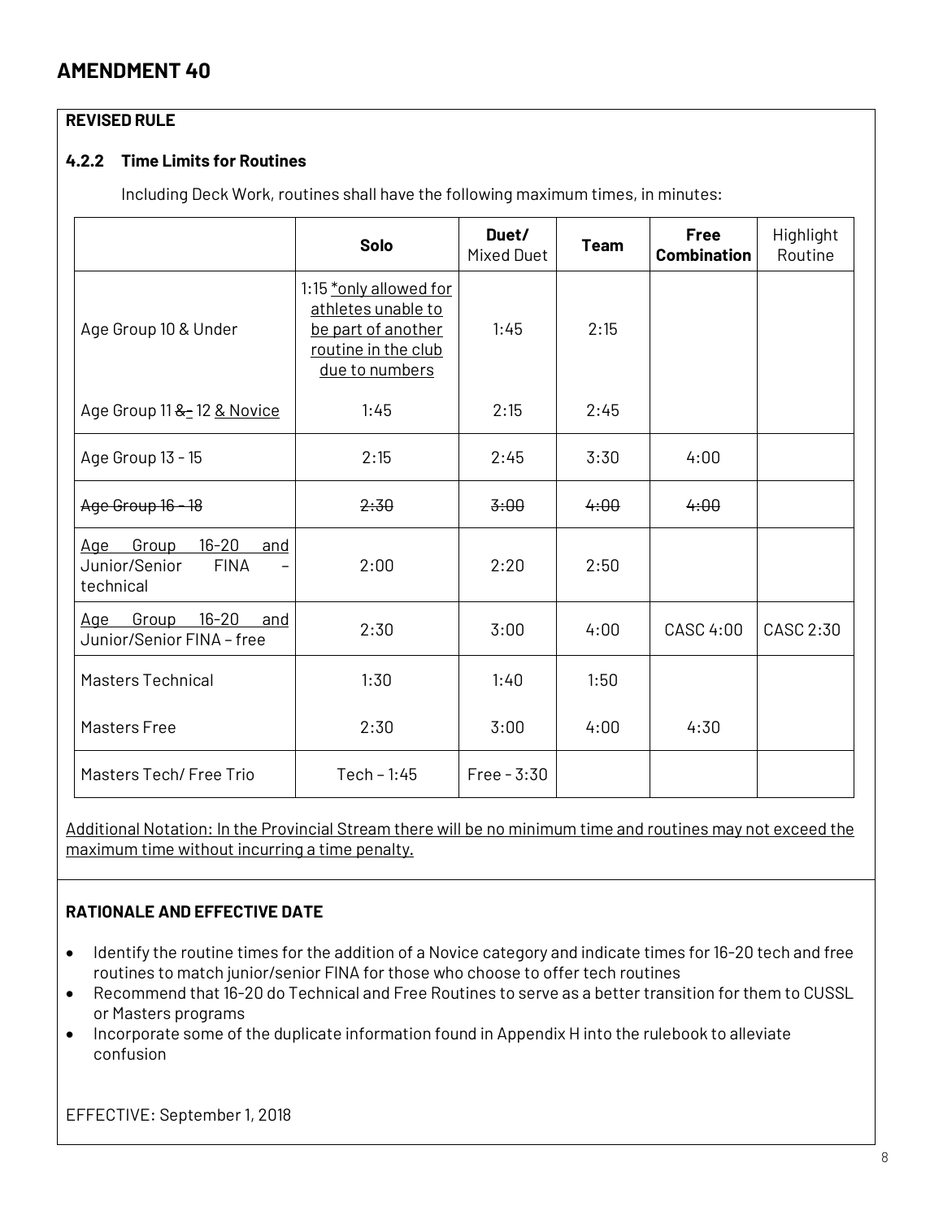# AMENDMENT 40

**REVISED RULE**

**4.2.2 Time Limits for Routines**

Including Deck Work, routines shall have the following maximum times, in minutes:

| | **Solo** | **Duet/** Mixed Duet | **Team** | **Free Combination** | Highlight Routine |
|---|---|---|---|---|---|
| Age Group 10 & Under | 1:15 *only allowed for athletes unable to be part of another routine in the club due to numbers | 1:45 | 2:15 | | |
| Age Group 11 ~~&~~- 12 & Novice | 1:45 | 2:15 | 2:45 | | |
| Age Group 13 - 15 | 2:15 | 2:45 | 3:30 | 4:00 | |
| ~~Age Group 16 - 18~~ | ~~2:30~~ | ~~3:00~~ | ~~4:00~~ | ~~4:00~~ | |
| Age Group 16-20 and Junior/Senior FINA – technical | 2:00 | 2:20 | 2:50 | | |
| Age Group 16-20 and Junior/Senior FINA – free | 2:30 | 3:00 | 4:00 | CASC 4:00 | CASC 2:30 |
| Masters Technical | 1:30 | 1:40 | 1:50 | | |
| Masters Free | 2:30 | 3:00 | 4:00 | 4:30 | |
| Masters Tech/ Free Trio | Tech – 1:45 | Free - 3:30 | | | |

Additional Notation: In the Provincial Stream there will be no minimum time and routines may not exceed the maximum time without incurring a time penalty.

**RATIONALE AND EFFECTIVE DATE**

- Identify the routine times for the addition of a Novice category and indicate times for 16-20 tech and free routines to match junior/senior FINA for those who choose to offer tech routines
- Recommend that 16-20 do Technical and Free Routines to serve as a better transition for them to CUSSL or Masters programs
- Incorporate some of the duplicate information found in Appendix H into the rulebook to alleviate confusion

EFFECTIVE: September 1, 2018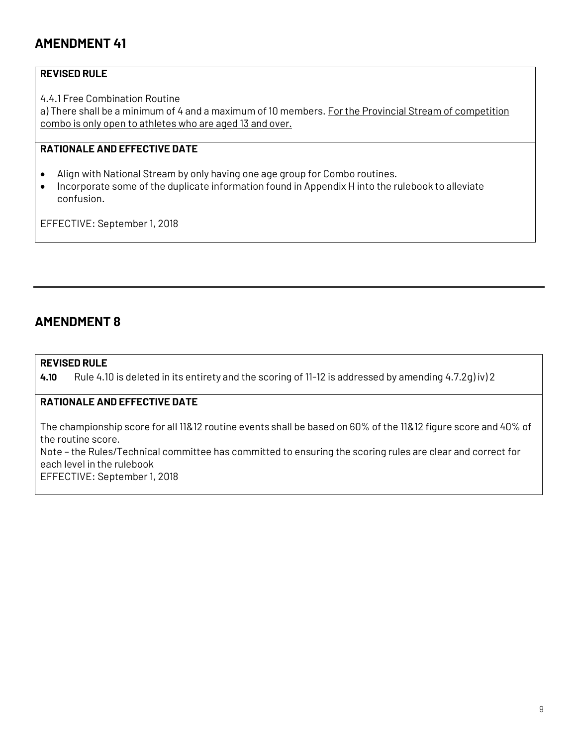## AMENDMENT 41

**REVISED RULE**

4.4.1 Free Combination Routine

a) There shall be a minimum of 4 and a maximum of 10 members. <u>For the Provincial Stream of competition combo is only open to athletes who are aged 13 and over.</u>

**RATIONALE AND EFFECTIVE DATE**

- Align with National Stream by only having one age group for Combo routines.
- Incorporate some of the duplicate information found in Appendix H into the rulebook to alleviate confusion.

EFFECTIVE: September 1, 2018

---

## AMENDMENT 8

**REVISED RULE**

**4.10** Rule 4.10 is deleted in its entirety and the scoring of 11-12 is addressed by amending 4.7.2g) iv) 2

**RATIONALE AND EFFECTIVE DATE**

The championship score for all 11&12 routine events shall be based on 60% of the 11&12 figure score and 40% of the routine score.

Note – the Rules/Technical committee has committed to ensuring the scoring rules are clear and correct for each level in the rulebook

EFFECTIVE: September 1, 2018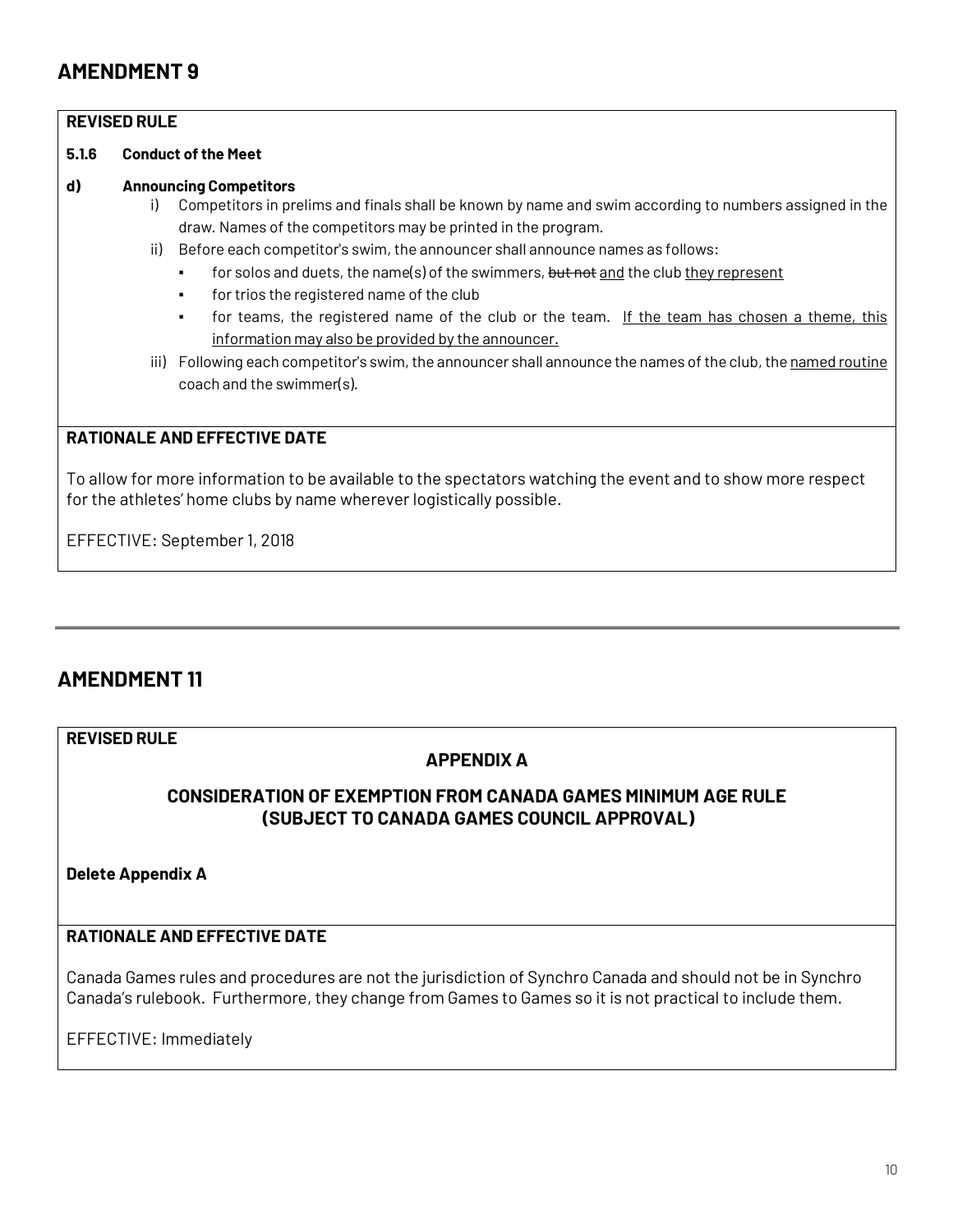## AMENDMENT 9

**REVISED RULE**

**5.1.6 Conduct of the Meet**

**d) Announcing Competitors**

i) Competitors in prelims and finals shall be known by name and swim according to numbers assigned in the draw. Names of the competitors may be printed in the program.

ii) Before each competitor's swim, the announcer shall announce names as follows:

- for solos and duets, the name(s) of the swimmers, ~~but not~~ <u>and</u> the club <u>they represent</u>
- for trios the registered name of the club
- for teams, the registered name of the club or the team. <u>If the team has chosen a theme, this information may also be provided by the announcer.</u>

iii) Following each competitor's swim, the announcer shall announce the names of the club, the <u>named routine</u> coach and the swimmer(s).

**RATIONALE AND EFFECTIVE DATE**

To allow for more information to be available to the spectators watching the event and to show more respect for the athletes' home clubs by name wherever logistically possible.

EFFECTIVE: September 1, 2018

---

## AMENDMENT 11

**REVISED RULE**

**APPENDIX A**

**CONSIDERATION OF EXEMPTION FROM CANADA GAMES MINIMUM AGE RULE (SUBJECT TO CANADA GAMES COUNCIL APPROVAL)**

**Delete Appendix A**

**RATIONALE AND EFFECTIVE DATE**

Canada Games rules and procedures are not the jurisdiction of Synchro Canada and should not be in Synchro Canada's rulebook. Furthermore, they change from Games to Games so it is not practical to include them.

EFFECTIVE: Immediately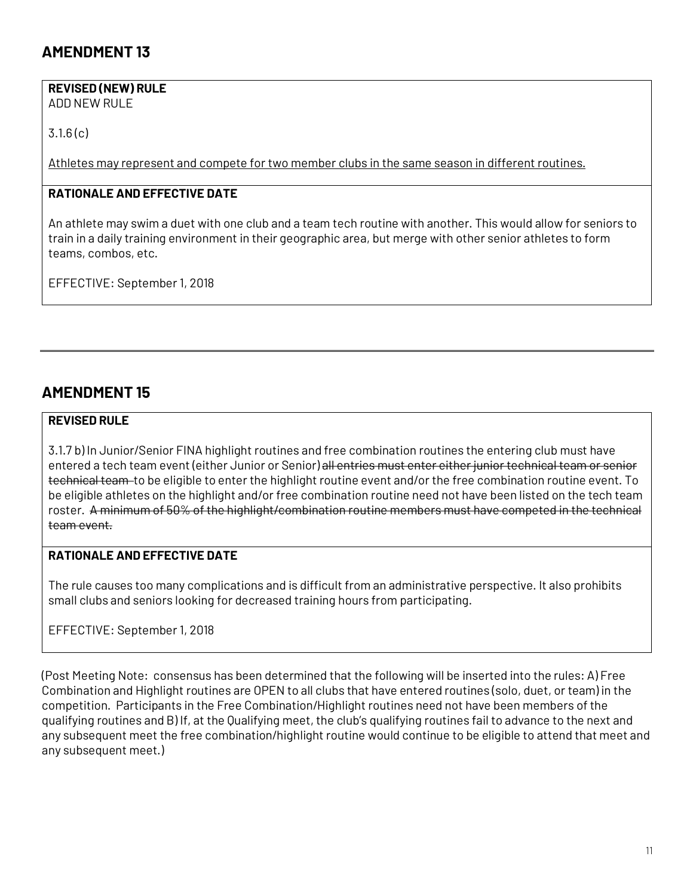## AMENDMENT 13

**REVISED (NEW) RULE**

ADD NEW RULE

3.1.6 (c)

<u>Athletes may represent and compete for two member clubs in the same season in different routines.</u>

**RATIONALE AND EFFECTIVE DATE**

An athlete may swim a duet with one club and a team tech routine with another. This would allow for seniors to train in a daily training environment in their geographic area, but merge with other senior athletes to form teams, combos, etc.

EFFECTIVE: September 1, 2018

---

## AMENDMENT 15

**REVISED RULE**

3.1.7 b) In Junior/Senior FINA highlight routines and free combination routines the entering club must have entered a tech team event (either Junior or Senior) ~~all entries must enter either junior technical team or senior technical team~~ to be eligible to enter the highlight routine event and/or the free combination routine event. To be eligible athletes on the highlight and/or free combination routine need not have been listed on the tech team roster. ~~A minimum of 50% of the highlight/combination routine members must have competed in the technical team event.~~

**RATIONALE AND EFFECTIVE DATE**

The rule causes too many complications and is difficult from an administrative perspective. It also prohibits small clubs and seniors looking for decreased training hours from participating.

EFFECTIVE: September 1, 2018

(Post Meeting Note: consensus has been determined that the following will be inserted into the rules: A) Free Combination and Highlight routines are OPEN to all clubs that have entered routines (solo, duet, or team) in the competition. Participants in the Free Combination/Highlight routines need not have been members of the qualifying routines and B) If, at the Qualifying meet, the club's qualifying routines fail to advance to the next and any subsequent meet the free combination/highlight routine would continue to be eligible to attend that meet and any subsequent meet.)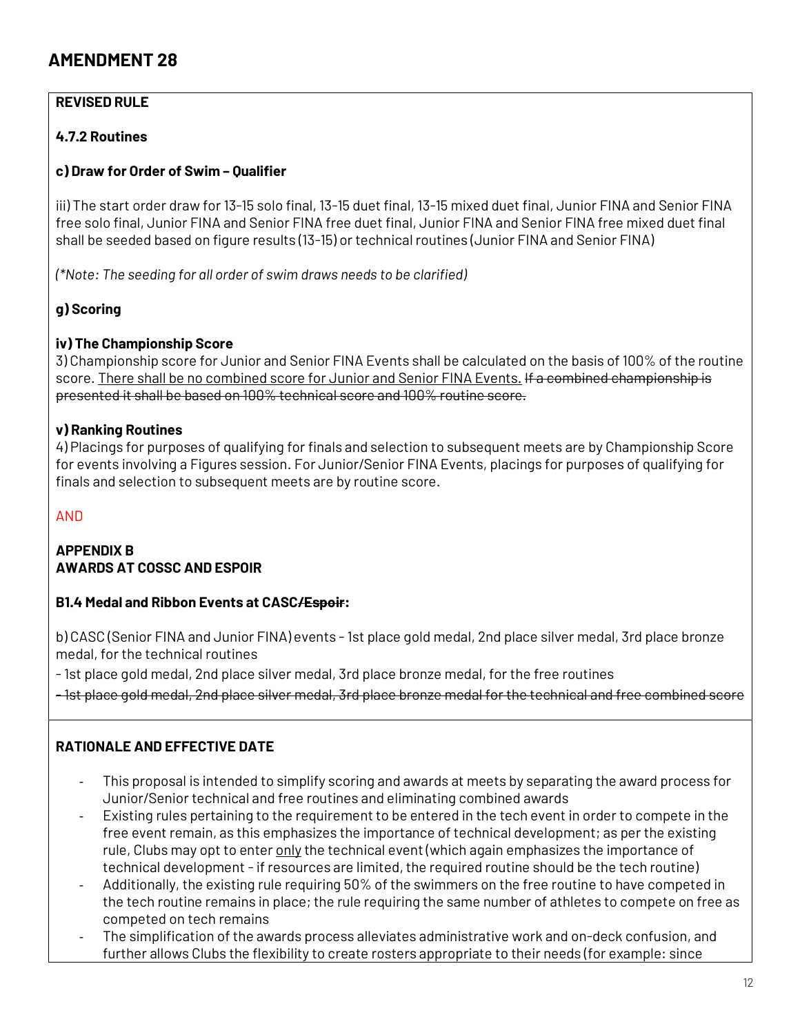# AMENDMENT 28

**REVISED RULE**

**4.7.2 Routines**

**c) Draw for Order of Swim – Qualifier**

iii) The start order draw for 13-15 solo final, 13-15 duet final, 13-15 mixed duet final, Junior FINA and Senior FINA free solo final, Junior FINA and Senior FINA free duet final, Junior FINA and Senior FINA free mixed duet final shall be seeded based on figure results (13-15) or technical routines (Junior FINA and Senior FINA)

*(\*Note: The seeding for all order of swim draws needs to be clarified)*

**g) Scoring**

**iv) The Championship Score**
3) Championship score for Junior and Senior FINA Events shall be calculated on the basis of 100% of the routine score. <u>There shall be no combined score for Junior and Senior FINA Events.</u> ~~If a combined championship is presented it shall be based on 100% technical score and 100% routine score.~~

**v) Ranking Routines**
4) Placings for purposes of qualifying for finals and selection to subsequent meets are by Championship Score for events involving a Figures session. For Junior/Senior FINA Events, placings for purposes of qualifying for finals and selection to subsequent meets are by routine score.

AND

**APPENDIX B**
**AWARDS AT COSSC AND ESPOIR**

**B1.4 Medal and Ribbon Events at CASC~~/Espoir~~:**

b) CASC (Senior FINA and Junior FINA) events - 1st place gold medal, 2nd place silver medal, 3rd place bronze medal, for the technical routines

- 1st place gold medal, 2nd place silver medal, 3rd place bronze medal, for the free routines

~~- 1st place gold medal, 2nd place silver medal, 3rd place bronze medal for the technical and free combined score~~

**RATIONALE AND EFFECTIVE DATE**

- This proposal is intended to simplify scoring and awards at meets by separating the award process for Junior/Senior technical and free routines and eliminating combined awards
- Existing rules pertaining to the requirement to be entered in the tech event in order to compete in the free event remain, as this emphasizes the importance of technical development; as per the existing rule, Clubs may opt to enter <u>only</u> the technical event (which again emphasizes the importance of technical development - if resources are limited, the required routine should be the tech routine)
- Additionally, the existing rule requiring 50% of the swimmers on the free routine to have competed in the tech routine remains in place; the rule requiring the same number of athletes to compete on free as competed on tech remains
- The simplification of the awards process alleviates administrative work and on-deck confusion, and further allows Clubs the flexibility to create rosters appropriate to their needs (for example: since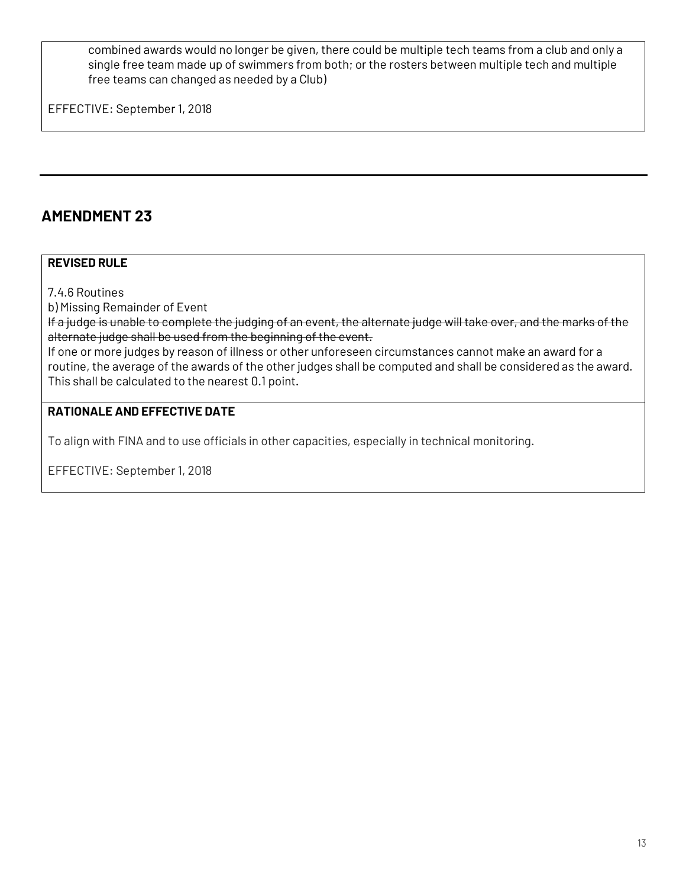combined awards would no longer be given, there could be multiple tech teams from a club and only a single free team made up of swimmers from both; or the rosters between multiple tech and multiple free teams can changed as needed by a Club)

EFFECTIVE: September 1, 2018

---

## AMENDMENT 23

**REVISED RULE**

7.4.6 Routines

b) Missing Remainder of Event

~~If a judge is unable to complete the judging of an event, the alternate judge will take over, and the marks of the alternate judge shall be used from the beginning of the event.~~

If one or more judges by reason of illness or other unforeseen circumstances cannot make an award for a routine, the average of the awards of the other judges shall be computed and shall be considered as the award. This shall be calculated to the nearest 0.1 point.

**RATIONALE AND EFFECTIVE DATE**

To align with FINA and to use officials in other capacities, especially in technical monitoring.

EFFECTIVE: September 1, 2018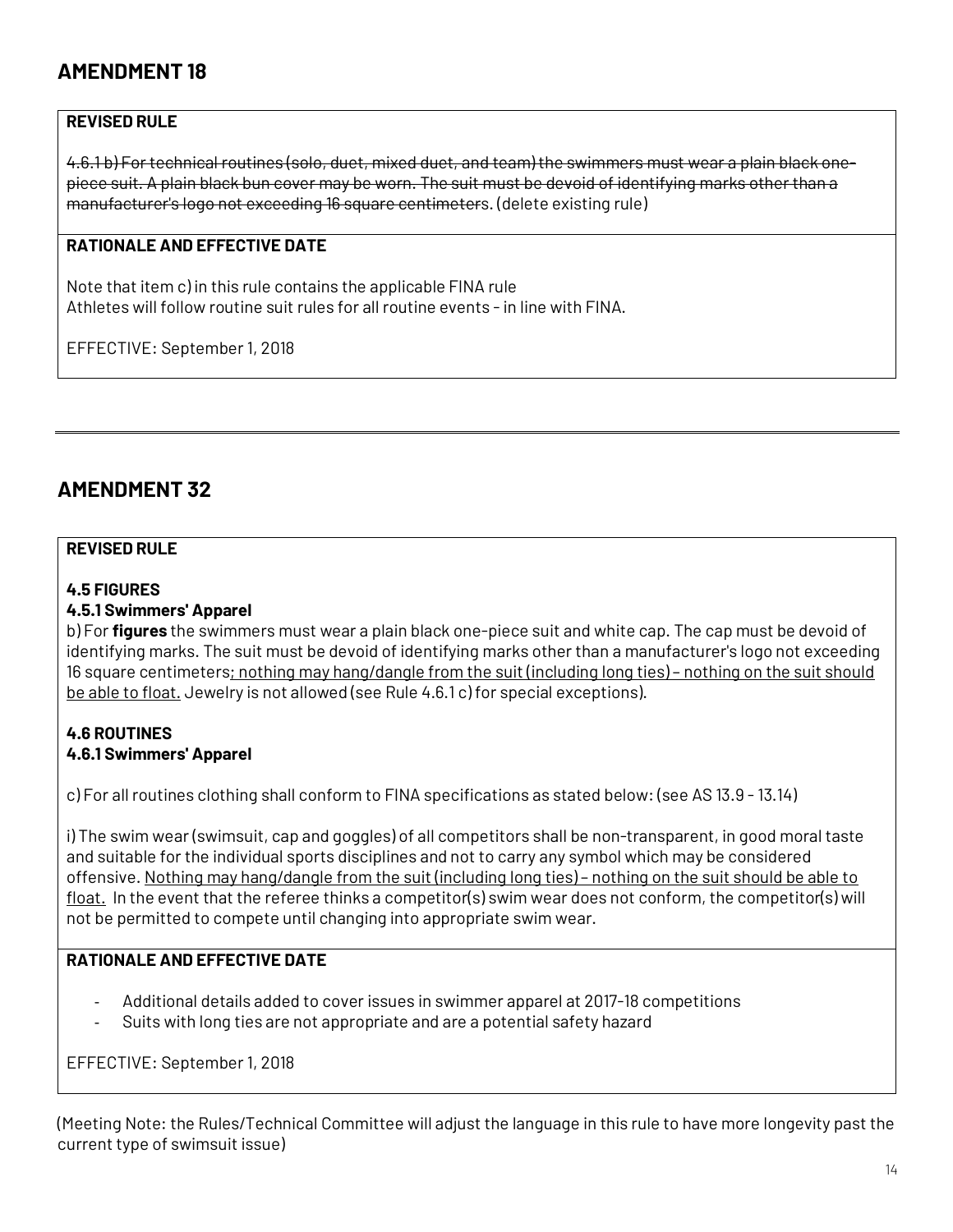## AMENDMENT 18

**REVISED RULE**

~~4.6.1 b) For technical routines (solo, duet, mixed duet, and team) the swimmers must wear a plain black one-piece suit. A plain black bun cover may be worn. The suit must be devoid of identifying marks other than a manufacturer's logo not exceeding 16 square centimeters~~. (delete existing rule)

**RATIONALE AND EFFECTIVE DATE**

Note that item c) in this rule contains the applicable FINA rule
Athletes will follow routine suit rules for all routine events - in line with FINA.

EFFECTIVE: September 1, 2018

---

## AMENDMENT 32

**REVISED RULE**

**4.5 FIGURES**
**4.5.1 Swimmers' Apparel**
b) For **figures** the swimmers must wear a plain black one-piece suit and white cap. The cap must be devoid of identifying marks. The suit must be devoid of identifying marks other than a manufacturer's logo not exceeding 16 square centimeters<u>; nothing may hang/dangle from the suit (including long ties) – nothing on the suit should be able to float.</u> Jewelry is not allowed (see Rule 4.6.1 c) for special exceptions).

**4.6 ROUTINES**
**4.6.1 Swimmers' Apparel**

c) For all routines clothing shall conform to FINA specifications as stated below: (see AS 13.9 - 13.14)

i) The swim wear (swimsuit, cap and goggles) of all competitors shall be non-transparent, in good moral taste and suitable for the individual sports disciplines and not to carry any symbol which may be considered offensive. <u>Nothing may hang/dangle from the suit (including long ties) – nothing on the suit should be able to float.</u> In the event that the referee thinks a competitor(s) swim wear does not conform, the competitor(s) will not be permitted to compete until changing into appropriate swim wear.

**RATIONALE AND EFFECTIVE DATE**

- Additional details added to cover issues in swimmer apparel at 2017-18 competitions
- Suits with long ties are not appropriate and are a potential safety hazard

EFFECTIVE: September 1, 2018

(Meeting Note: the Rules/Technical Committee will adjust the language in this rule to have more longevity past the current type of swimsuit issue)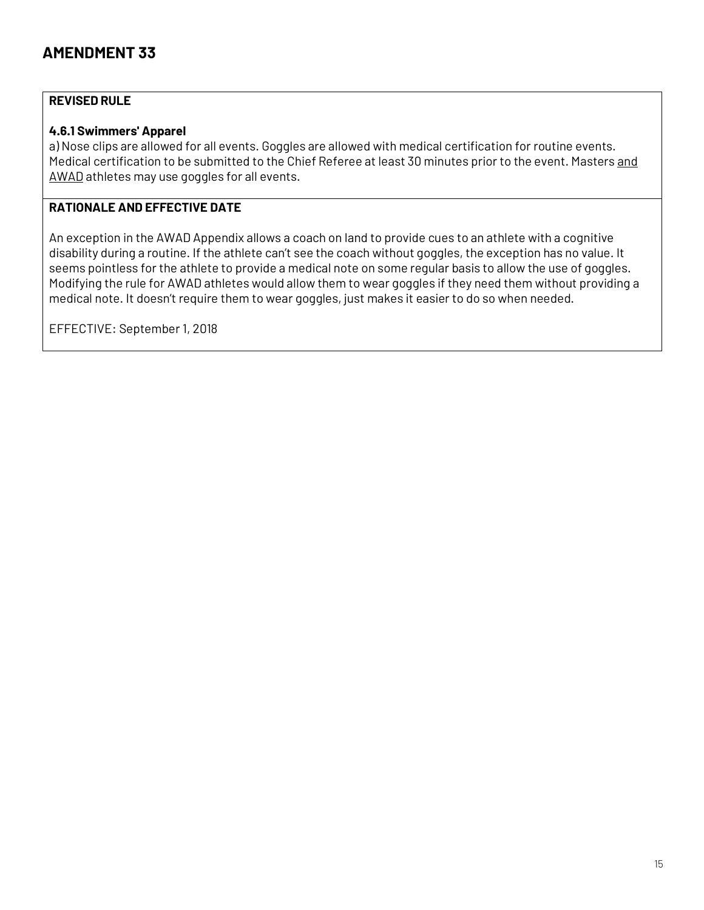# AMENDMENT 33

**REVISED RULE**

**4.6.1 Swimmers' Apparel**

a) Nose clips are allowed for all events. Goggles are allowed with medical certification for routine events. Medical certification to be submitted to the Chief Referee at least 30 minutes prior to the event. Masters <u>and AWAD</u> athletes may use goggles for all events.

**RATIONALE AND EFFECTIVE DATE**

An exception in the AWAD Appendix allows a coach on land to provide cues to an athlete with a cognitive disability during a routine. If the athlete can't see the coach without goggles, the exception has no value. It seems pointless for the athlete to provide a medical note on some regular basis to allow the use of goggles. Modifying the rule for AWAD athletes would allow them to wear goggles if they need them without providing a medical note. It doesn't require them to wear goggles, just makes it easier to do so when needed.

EFFECTIVE: September 1, 2018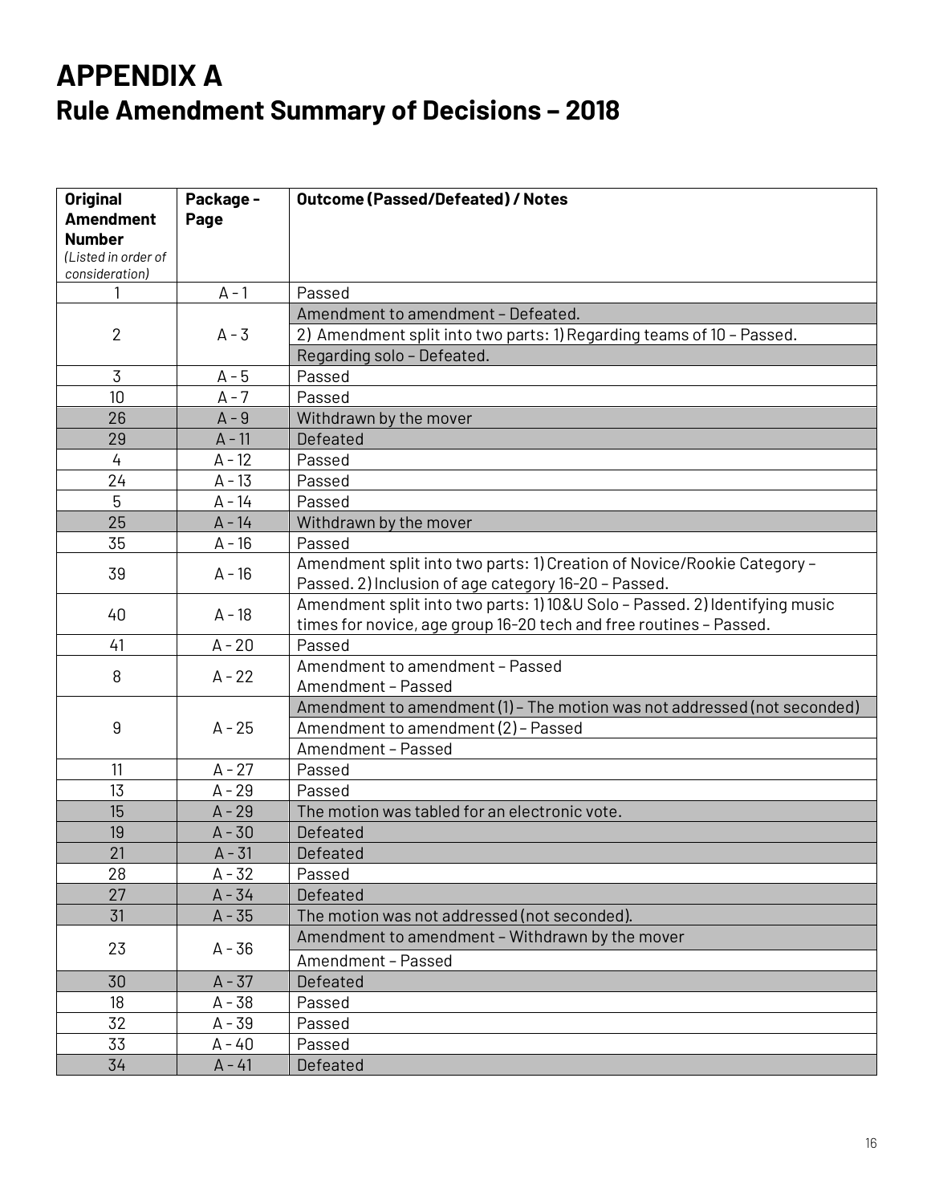# APPENDIX A
## Rule Amendment Summary of Decisions – 2018

| **Original Amendment Number** *(Listed in order of consideration)* | **Package - Page** | **Outcome (Passed/Defeated) / Notes** |
|---|---|---|
| 1 | A - 1 | Passed |
| 2 | A - 3 | Amendment to amendment – Defeated. |
| | | 2) Amendment split into two parts: 1) Regarding teams of 10 – Passed. |
| | | Regarding solo – Defeated. |
| 3 | A - 5 | Passed |
| 10 | A - 7 | Passed |
| 26 | A - 9 | Withdrawn by the mover |
| 29 | A - 11 | Defeated |
| 4 | A - 12 | Passed |
| 24 | A - 13 | Passed |
| 5 | A - 14 | Passed |
| 25 | A - 14 | Withdrawn by the mover |
| 35 | A - 16 | Passed |
| 39 | A - 16 | Amendment split into two parts: 1) Creation of Novice/Rookie Category – Passed. 2) Inclusion of age category 16-20 – Passed. |
| 40 | A - 18 | Amendment split into two parts: 1) 10&U Solo – Passed. 2) Identifying music times for novice, age group 16-20 tech and free routines – Passed. |
| 41 | A - 20 | Passed |
| 8 | A - 22 | Amendment to amendment – Passed<br>Amendment – Passed |
| 9 | A - 25 | Amendment to amendment (1) – The motion was not addressed (not seconded) |
| | | Amendment to amendment (2) – Passed |
| | | Amendment – Passed |
| 11 | A - 27 | Passed |
| 13 | A - 29 | Passed |
| 15 | A - 29 | The motion was tabled for an electronic vote. |
| 19 | A - 30 | Defeated |
| 21 | A - 31 | Defeated |
| 28 | A - 32 | Passed |
| 27 | A - 34 | Defeated |
| 31 | A - 35 | The motion was not addressed (not seconded). |
| 23 | A - 36 | Amendment to amendment – Withdrawn by the mover |
| | | Amendment – Passed |
| 30 | A - 37 | Defeated |
| 18 | A - 38 | Passed |
| 32 | A - 39 | Passed |
| 33 | A - 40 | Passed |
| 34 | A - 41 | Defeated |